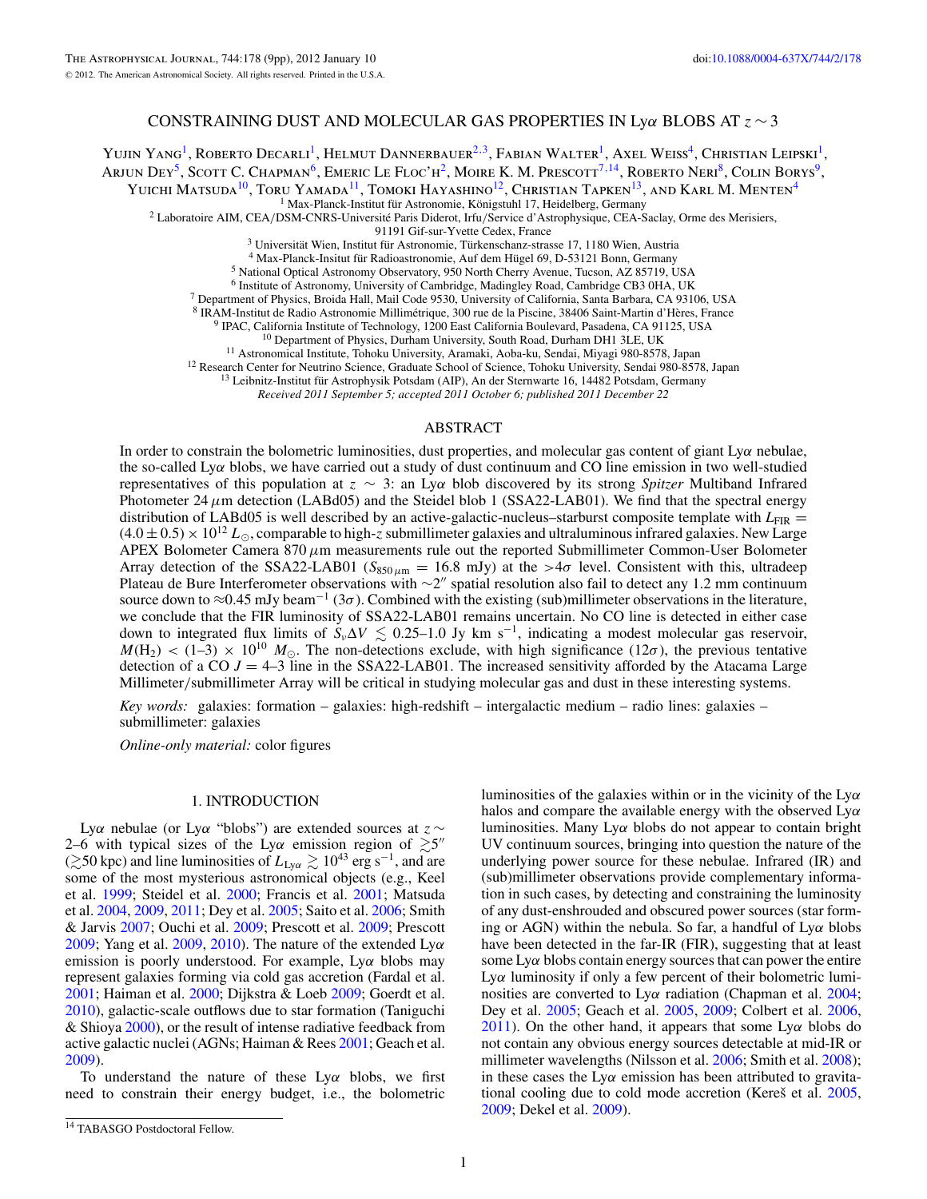# CONSTRAINING DUST AND MOLECULAR GAS PROPERTIES IN Lyα BLOBS AT $z \sim 3$

Yujin Yang[1], Roberto Decarli[1], Helmut Dannerbauer[2,3], Fabian Walter[1], Axel Weiss[4], Christian Leipski[1], Arjun Dey[5], Scott C. Chapman[6], Emeric Le Floc'h[2], Moire K. M. Prescott[7,14], Roberto Neri[8], Colin Borys[9], Yuichi Matsuda[10], Toru Yamada[11], Tomoki Hayashino[12], Christian Tapken[13], and Karl M. Menten[4]

[1] Max-Planck-Institut für Astronomie, Königstuhl 17, Heidelberg, Germany
[2] Laboratoire AIM, CEA/DSM-CNRS-Université Paris Diderot, Irfu/Service d'Astrophysique, CEA-Saclay, Orme des Merisiers, 91191 Gif-sur-Yvette Cedex, France
[3] Universität Wien, Institut für Astronomie, Türkenschanz-strasse 17, 1180 Wien, Austria
[4] Max-Planck-Insitut für Radioastronomie, Auf dem Hügel 69, D-53121 Bonn, Germany
[5] National Optical Astronomy Observatory, 950 North Cherry Avenue, Tucson, AZ 85719, USA
[6] Institute of Astronomy, University of Cambridge, Madingley Road, Cambridge CB3 0HA, UK
[7] Department of Physics, Broida Hall, Mail Code 9530, University of California, Santa Barbara, CA 93106, USA
[8] IRAM-Institut de Radio Astronomie Millimétrique, 300 rue de la Piscine, 38406 Saint-Martin d'Hères, France
[9] IPAC, California Institute of Technology, 1200 East California Boulevard, Pasadena, CA 91125, USA
[10] Department of Physics, Durham University, South Road, Durham DH1 3LE, UK
[11] Astronomical Institute, Tohoku University, Aramaki, Aoba-ku, Sendai, Miyagi 980-8578, Japan
[12] Research Center for Neutrino Science, Graduate School of Science, Tohoku University, Sendai 980-8578, Japan
[13] Leibnitz-Institut für Astrophysik Potsdam (AIP), An der Sternwarte 16, 14482 Potsdam, Germany

*Received 2011 September 5; accepted 2011 October 6; published 2011 December 22*

## ABSTRACT

In order to constrain the bolometric luminosities, dust properties, and molecular gas content of giant Lyα nebulae, the so-called Lyα blobs, we have carried out a study of dust continuum and CO line emission in two well-studied representatives of this population at $z \sim 3$: an Lyα blob discovered by its strong *Spitzer* Multiband Infrared Photometer 24 μm detection (LABd05) and the Steidel blob 1 (SSA22-LAB01). We find that the spectral energy distribution of LABd05 is well described by an active-galactic-nucleus–starburst composite template with $L_{\rm FIR} = (4.0 \pm 0.5) \times 10^{12}\, L_\odot$, comparable to high-$z$ submillimeter galaxies and ultraluminous infrared galaxies. New Large APEX Bolometer Camera 870 μm measurements rule out the reported Submillimeter Common-User Bolometer Array detection of the SSA22-LAB01 ($S_{850\,\mu{\rm m}} = 16.8$ mJy) at the $>4\sigma$ level. Consistent with this, ultradeep Plateau de Bure Interferometer observations with $\sim 2''$ spatial resolution also fail to detect any 1.2 mm continuum source down to ≈0.45 mJy beam$^{-1}$ ($3\sigma$). Combined with the existing (sub)millimeter observations in the literature, we conclude that the FIR luminosity of SSA22-LAB01 remains uncertain. No CO line is detected in either case down to integrated flux limits of $S_\nu \Delta V \lesssim 0.25$–1.0 Jy km s$^{-1}$, indicating a modest molecular gas reservoir, $M({\rm H}_2) < (1$–$3) \times 10^{10}\, M_\odot$. The non-detections exclude, with high significance ($12\sigma$), the previous tentative detection of a CO $J = 4$–3 line in the SSA22-LAB01. The increased sensitivity afforded by the Atacama Large Millimeter/submillimeter Array will be critical in studying molecular gas and dust in these interesting systems.

*Key words:* galaxies: formation – galaxies: high-redshift – intergalactic medium – radio lines: galaxies – submillimeter: galaxies

*Online-only material:* color figures

## 1. INTRODUCTION

Lyα nebulae (or Lyα "blobs") are extended sources at $z \sim$ 2–6 with typical sizes of the Lyα emission region of $\gtrsim 5''$ ($\gtrsim$50 kpc) and line luminosities of $L_{\rm Ly\alpha} \gtrsim 10^{43}$ erg s$^{-1}$, and are some of the most mysterious astronomical objects (e.g., Keel et al. 1999; Steidel et al. 2000; Francis et al. 2001; Matsuda et al. 2004, 2009, 2011; Dey et al. 2005; Saito et al. 2006; Smith & Jarvis 2007; Ouchi et al. 2009; Prescott et al. 2009; Prescott 2009; Yang et al. 2009, 2010). The nature of the extended Lyα emission is poorly understood. For example, Lyα blobs may represent galaxies forming via cold gas accretion (Fardal et al. 2001; Haiman et al. 2000; Dijkstra & Loeb 2009; Goerdt et al. 2010), galactic-scale outflows due to star formation (Taniguchi & Shioya 2000), or the result of intense radiative feedback from active galactic nuclei (AGNs; Haiman & Rees 2001; Geach et al. 2009).

To understand the nature of these Lyα blobs, we first need to constrain their energy budget, i.e., the bolometric luminosities of the galaxies within or in the vicinity of the Lyα halos and compare the available energy with the observed Lyα luminosities. Many Lyα blobs do not appear to contain bright UV continuum sources, bringing into question the nature of the underlying power source for these nebulae. Infrared (IR) and (sub)millimeter observations provide complementary information in such cases, by detecting and constraining the luminosity of any dust-enshrouded and obscured power sources (star forming or AGN) within the nebula. So far, a handful of Lyα blobs have been detected in the far-IR (FIR), suggesting that at least some Lyα blobs contain energy sources that can power the entire Lyα luminosity if only a few percent of their bolometric luminosities are converted to Lyα radiation (Chapman et al. 2004; Dey et al. 2005; Geach et al. 2005, 2009; Colbert et al. 2006, 2011). On the other hand, it appears that some Lyα blobs do not contain any obvious energy sources detectable at mid-IR or millimeter wavelengths (Nilsson et al. 2006; Smith et al. 2008); in these cases the Lyα emission has been attributed to gravitational cooling due to cold mode accretion (Kereš et al. 2005, 2009; Dekel et al. 2009).

[14] TABASGO Postdoctoral Fellow.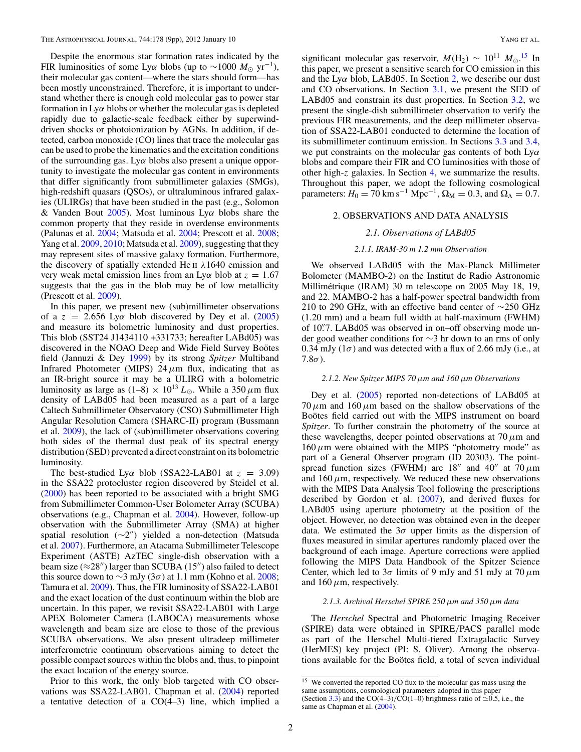Despite the enormous star formation rates indicated by the FIR luminosities of some Lyα blobs (up to $\sim$1000 $M_\odot$ yr$^{-1}$), their molecular gas content—where the stars should form—has been mostly unconstrained. Therefore, it is important to understand whether there is enough cold molecular gas to power star formation in Lyα blobs or whether the molecular gas is depleted rapidly due to galactic-scale feedback either by superwind-driven shocks or photoionization by AGNs. In addition, if detected, carbon monoxide (CO) lines that trace the molecular gas can be used to probe the kinematics and the excitation conditions of the surrounding gas. Lyα blobs also present a unique opportunity to investigate the molecular gas content in environments that differ significantly from submillimeter galaxies (SMGs), high-redshift quasars (QSOs), or ultraluminous infrared galaxies (ULIRGs) that have been studied in the past (e.g., Solomon & Vanden Bout 2005). Most luminous Lyα blobs share the common property that they reside in overdense environments (Palunas et al. 2004; Matsuda et al. 2004; Prescott et al. 2008; Yang et al. 2009, 2010; Matsuda et al. 2009), suggesting that they may represent sites of massive galaxy formation. Furthermore, the discovery of spatially extended He II λ1640 emission and very weak metal emission lines from an Lyα blob at $z = 1.67$ suggests that the gas in the blob may be of low metallicity (Prescott et al. 2009).

In this paper, we present new (sub)millimeter observations of a $z = 2.656$ Lyα blob discovered by Dey et al. (2005) and measure its bolometric luminosity and dust properties. This blob (SST24 J1434110 +331733; hereafter LABd05) was discovered in the NOAO Deep and Wide Field Survey Boötes field (Jannuzi & Dey 1999) by its strong *Spitzer* Multiband Infrared Photometer (MIPS) 24 μm flux, indicating that as an IR-bright source it may be a ULIRG with a bolometric luminosity as large as (1–8) × $10^{13}$ $L_\odot$. While a 350 μm flux density of LABd05 had been measured as a part of a large Caltech Submillimeter Observatory (CSO) Submillimeter High Angular Resolution Camera (SHARC-II) program (Bussmann et al. 2009), the lack of (sub)millimeter observations covering both sides of the thermal dust peak of its spectral energy distribution (SED) prevented a direct constraint on its bolometric luminosity.

The best-studied Lyα blob (SSA22-LAB01 at $z = 3.09$) in the SSA22 protocluster region discovered by Steidel et al. (2000) has been reported to be associated with a bright SMG from Submillimeter Common-User Bolometer Array (SCUBA) observations (e.g., Chapman et al. 2004). However, follow-up observation with the Submillimeter Array (SMA) at higher spatial resolution ($\sim$2″) yielded a non-detection (Matsuda et al. 2007). Furthermore, an Atacama Submillimeter Telescope Experiment (ASTE) AzTEC single-dish observation with a beam size (≈28″) larger than SCUBA (15″) also failed to detect this source down to $\sim$3 mJy (3σ) at 1.1 mm (Kohno et al. 2008; Tamura et al. 2009). Thus, the FIR luminosity of SSA22-LAB01 and the exact location of the dust continuum within the blob are uncertain. In this paper, we revisit SSA22-LAB01 with Large APEX Bolometer Camera (LABOCA) measurements whose wavelength and beam size are close to those of the previous SCUBA observations. We also present ultradeep millimeter interferometric continuum observations aiming to detect the possible compact sources within the blobs and, thus, to pinpoint the exact location of the energy source.

Prior to this work, the only blob targeted with CO observations was SSA22-LAB01. Chapman et al. (2004) reported a tentative detection of a CO(4–3) line, which implied a significant molecular gas reservoir, $M(\mathrm{H_2}) \sim 10^{11}$ $M_\odot$.[15] In this paper, we present a sensitive search for CO emission in this and the Lyα blob, LABd05. In Section 2, we describe our dust and CO observations. In Section 3.1, we present the SED of LABd05 and constrain its dust properties. In Section 3.2, we present the single-dish submillimeter observation to verify the previous FIR measurements, and the deep millimeter observation of SSA22-LAB01 conducted to determine the location of its submillimeter continuum emission. In Sections 3.3 and 3.4, we put constraints on the molecular gas contents of both Lyα blobs and compare their FIR and CO luminosities with those of other high-$z$ galaxies. In Section 4, we summarize the results. Throughout this paper, we adopt the following cosmological parameters: $H_0 = 70$ km s$^{-1}$ Mpc$^{-1}$, $\Omega_\mathrm{M} = 0.3$, and $\Omega_\Lambda = 0.7$.

## 2. OBSERVATIONS AND DATA ANALYSIS

### 2.1. Observations of LABd05

#### 2.1.1. IRAM-30 m 1.2 mm Observation

We observed LABd05 with the Max-Planck Millimeter Bolometer (MAMBO-2) on the Institut de Radio Astronomie Millimétrique (IRAM) 30 m telescope on 2005 May 18, 19, and 22. MAMBO-2 has a half-power spectral bandwidth from 210 to 290 GHz, with an effective band center of $\sim$250 GHz (1.20 mm) and a beam full width at half-maximum (FWHM) of 10.″7. LABd05 was observed in on–off observing mode under good weather conditions for $\sim$3 hr down to an rms of only 0.34 mJy (1σ) and was detected with a flux of 2.66 mJy (i.e., at 7.8σ).

#### 2.1.2. New Spitzer MIPS 70 μm and 160 μm Observations

Dey et al. (2005) reported non-detections of LABd05 at 70 μm and 160 μm based on the shallow observations of the Boötes field carried out with the MIPS instrument on board *Spitzer*. To further constrain the photometry of the source at these wavelengths, deeper pointed observations at 70 μm and 160 μm were obtained with the MIPS "photometry mode" as part of a General Observer program (ID 20303). The point-spread function sizes (FWHM) are 18″ and 40″ at 70 μm and 160 μm, respectively. We reduced these new observations with the MIPS Data Analysis Tool following the prescriptions described by Gordon et al. (2007), and derived fluxes for LABd05 using aperture photometry at the position of the object. However, no detection was obtained even in the deeper data. We estimated the 3σ upper limits as the dispersion of fluxes measured in similar apertures randomly placed over the background of each image. Aperture corrections were applied following the MIPS Data Handbook of the Spitzer Science Center, which led to 3σ limits of 9 mJy and 51 mJy at 70 μm and 160 μm, respectively.

#### 2.1.3. Archival Herschel SPIRE 250 μm and 350 μm data

The *Herschel* Spectral and Photometric Imaging Receiver (SPIRE) data were obtained in SPIRE/PACS parallel mode as part of the Herschel Multi-tiered Extragalactic Survey (HerMES) key project (PI: S. Oliver). Among the observations available for the Boötes field, a total of seven individual

[15] We converted the reported CO flux to the molecular gas mass using the same assumptions, cosmological parameters adopted in this paper (Section 3.3) and the CO(4–3)/CO(1–0) brightness ratio of ≃0.5, i.e., the same as Chapman et al. (2004).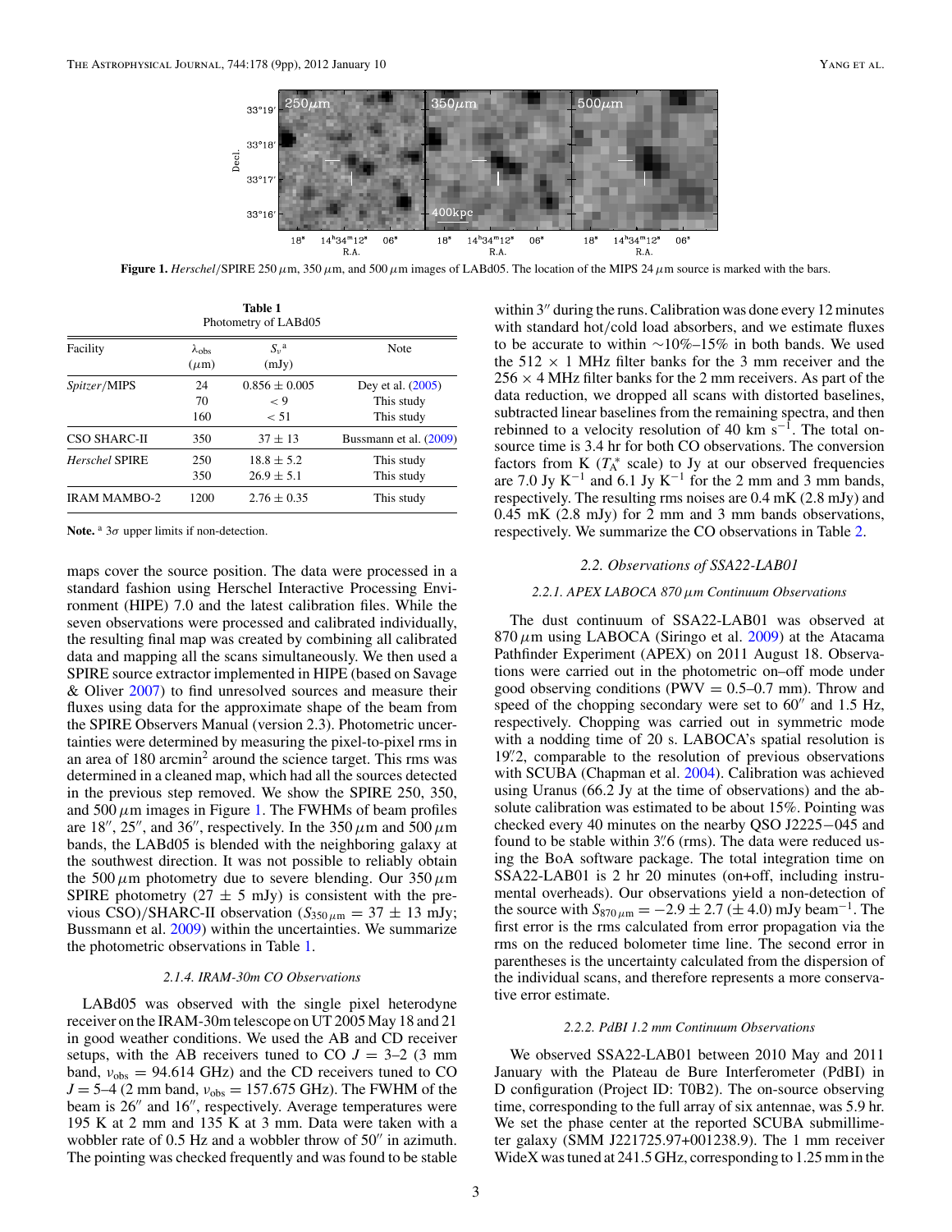**Figure 1.** *Herschel*/SPIRE 250 $\mu$m, 350 $\mu$m, and 500 $\mu$m images of LABd05. The location of the MIPS 24 $\mu$m source is marked with the bars.

**Table 1**
Photometry of LABd05

| Facility | $\lambda_{obs}$ ($\mu$m) | $S_\nu$[a] (mJy) | Note |
|---|---|---|---|
| *Spitzer*/MIPS | 24 | 0.856 ± 0.005 | Dey et al. (2005) |
| | 70 | < 9 | This study |
| | 160 | < 51 | This study |
| CSO SHARC-II | 350 | 37 ± 13 | Bussmann et al. (2009) |
| *Herschel* SPIRE | 250 | 18.8 ± 5.2 | This study |
| | 350 | 26.9 ± 5.1 | This study |
| IRAM MAMBO-2 | 1200 | 2.76 ± 0.35 | This study |

**Note.** [a] $3\sigma$ upper limits if non-detection.

maps cover the source position. The data were processed in a standard fashion using Herschel Interactive Processing Environment (HIPE) 7.0 and the latest calibration files. While the seven observations were processed and calibrated individually, the resulting final map was created by combining all calibrated data and mapping all the scans simultaneously. We then used a SPIRE source extractor implemented in HIPE (based on Savage & Oliver 2007) to find unresolved sources and measure their fluxes using data for the approximate shape of the beam from the SPIRE Observers Manual (version 2.3). Photometric uncertainties were determined by measuring the pixel-to-pixel rms in an area of 180 arcmin$^2$ around the science target. This rms was determined in a cleaned map, which had all the sources detected in the previous step removed. We show the SPIRE 250, 350, and 500 $\mu$m images in Figure 1. The FWHMs of beam profiles are 18″, 25″, and 36″, respectively. In the 350 $\mu$m and 500 $\mu$m bands, the LABd05 is blended with the neighboring galaxy at the southwest direction. It was not possible to reliably obtain the 500 $\mu$m photometry due to severe blending. Our 350 $\mu$m SPIRE photometry (27 ± 5 mJy) is consistent with the previous CSO)/SHARC-II observation ($S_{350\,\mu m}$ = 37 ± 13 mJy; Bussmann et al. 2009) within the uncertainties. We summarize the photometric observations in Table 1.

#### 2.1.4. IRAM-30m CO Observations

LABd05 was observed with the single pixel heterodyne receiver on the IRAM-30m telescope on UT 2005 May 18 and 21 in good weather conditions. We used the AB and CD receiver setups, with the AB receivers tuned to CO $J$ = 3–2 (3 mm band, $\nu_{obs}$ = 94.614 GHz) and the CD receivers tuned to CO $J$ = 5–4 (2 mm band, $\nu_{obs}$ = 157.675 GHz). The FWHM of the beam is 26″ and 16″, respectively. Average temperatures were 195 K at 2 mm and 135 K at 3 mm. Data were taken with a wobbler rate of 0.5 Hz and a wobbler throw of 50″ in azimuth. The pointing was checked frequently and was found to be stable within 3″ during the runs. Calibration was done every 12 minutes with standard hot/cold load absorbers, and we estimate fluxes to be accurate to within ∼10%–15% in both bands. We used the 512 × 1 MHz filter banks for the 3 mm receiver and the 256 × 4 MHz filter banks for the 2 mm receivers. As part of the data reduction, we dropped all scans with distorted baselines, subtracted linear baselines from the remaining spectra, and then rebinned to a velocity resolution of 40 km s$^{-1}$. The total on-source time is 3.4 hr for both CO observations. The conversion factors from K ($T_A^*$ scale) to Jy at our observed frequencies are 7.0 Jy K$^{-1}$ and 6.1 Jy K$^{-1}$ for the 2 mm and 3 mm bands, respectively. The resulting rms noises are 0.4 mK (2.8 mJy) and 0.45 mK (2.8 mJy) for 2 mm and 3 mm bands observations, respectively. We summarize the CO observations in Table 2.

### 2.2. Observations of SSA22-LAB01

#### 2.2.1. APEX LABOCA 870 μm Continuum Observations

The dust continuum of SSA22-LAB01 was observed at 870 $\mu$m using LABOCA (Siringo et al. 2009) at the Atacama Pathfinder Experiment (APEX) on 2011 August 18. Observations were carried out in the photometric on–off mode under good observing conditions (PWV = 0.5–0.7 mm). Throw and speed of the chopping secondary were set to 60″ and 1.5 Hz, respectively. Chopping was carried out in symmetric mode with a nodding time of 20 s. LABOCA's spatial resolution is 19.″2, comparable to the resolution of previous observations with SCUBA (Chapman et al. 2004). Calibration was achieved using Uranus (66.2 Jy at the time of observations) and the absolute calibration was estimated to be about 15%. Pointing was checked every 40 minutes on the nearby QSO J2225−045 and found to be stable within 3.″6 (rms). The data were reduced using the BoA software package. The total integration time on SSA22-LAB01 is 2 hr 20 minutes (on+off, including instrumental overheads). Our observations yield a non-detection of the source with $S_{870\,\mu m} = -2.9 \pm 2.7\ (\pm 4.0)$ mJy beam$^{-1}$. The first error is the rms calculated from error propagation via the rms on the reduced bolometer time line. The second error in parentheses is the uncertainty calculated from the dispersion of the individual scans, and therefore represents a more conservative error estimate.

#### 2.2.2. PdBI 1.2 mm Continuum Observations

We observed SSA22-LAB01 between 2010 May and 2011 January with the Plateau de Bure Interferometer (PdBI) in D configuration (Project ID: T0B2). The on-source observing time, corresponding to the full array of six antennae, was 5.9 hr. We set the phase center at the reported SCUBA submillimeter galaxy (SMM J221725.97+001238.9). The 1 mm receiver WideX was tuned at 241.5 GHz, corresponding to 1.25 mm in the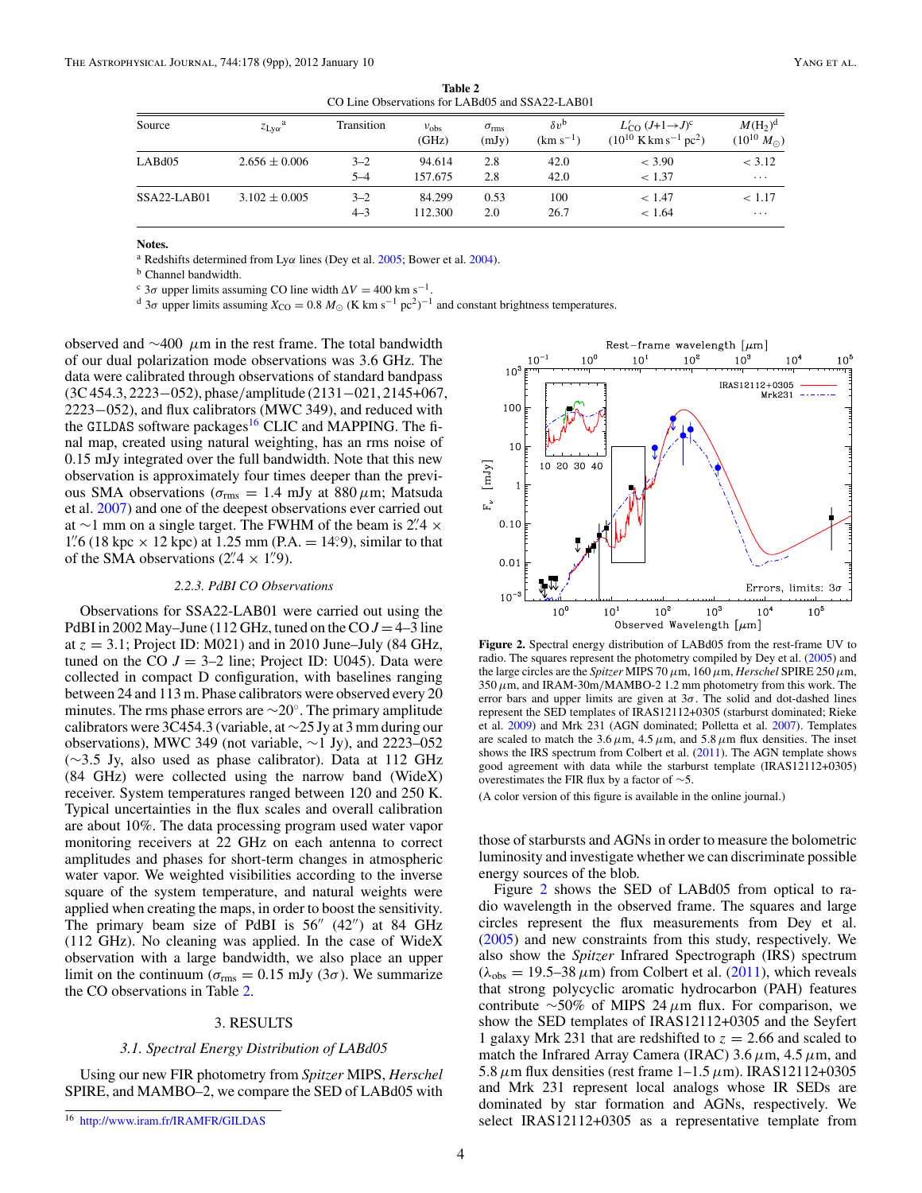**Table 2**
CO Line Observations for LABd05 and SSA22-LAB01

| Source | $z_{\rm Ly\alpha}$ [a] | Transition | $\nu_{\rm obs}$ (GHz) | $\sigma_{\rm rms}$ (mJy) | $\delta v$ [b] (km s$^{-1}$) | $L'_{\rm CO}$ ($J$+1→$J$)[c] ($10^{10}$ K km s$^{-1}$ pc$^2$) | $M({\rm H_2})$[d] ($10^{10}$ $M_\odot$) |
|---|---|---|---|---|---|---|---|
| LABd05 | 2.656 ± 0.006 | 3–2 | 94.614 | 2.8 | 42.0 | < 3.90 | < 3.12 |
| | | 5–4 | 157.675 | 2.8 | 42.0 | < 1.37 | ··· |
| SSA22-LAB01 | 3.102 ± 0.005 | 3–2 | 84.299 | 0.53 | 100 | < 1.47 | < 1.17 |
| | | 4–3 | 112.300 | 2.0 | 26.7 | < 1.64 | ··· |

**Notes.**
[a] Redshifts determined from Ly$\alpha$ lines (Dey et al. 2005; Bower et al. 2004).
[b] Channel bandwidth.
[c] 3$\sigma$ upper limits assuming CO line width $\Delta V = 400$ km s$^{-1}$.
[d] 3$\sigma$ upper limits assuming $X_{\rm CO} = 0.8\ M_\odot$ (K km s$^{-1}$ pc$^2$)$^{-1}$ and constant brightness temperatures.

observed and ∼400 $\mu$m in the rest frame. The total bandwidth of our dual polarization mode observations was 3.6 GHz. The data were calibrated through observations of standard bandpass (3C 454.3, 2223−052), phase/amplitude (2131−021, 2145+067, 2223−052), and flux calibrators (MWC 349), and reduced with the GILDAS software packages[16] CLIC and MAPPING. The final map, created using natural weighting, has an rms noise of 0.15 mJy integrated over the full bandwidth. Note that this new observation is approximately four times deeper than the previous SMA observations ($\sigma_{\rm rms}$ = 1.4 mJy at 880 $\mu$m; Matsuda et al. 2007) and one of the deepest observations ever carried out at ∼1 mm on a single target. The FWHM of the beam is 2.″4 × 1.″6 (18 kpc × 12 kpc) at 1.25 mm (P.A. = 14.°9), similar to that of the SMA observations (2.″4 × 1.″9).

#### 2.2.3. PdBI CO Observations

Observations for SSA22-LAB01 were carried out using the PdBI in 2002 May–June (112 GHz, tuned on the CO $J$ = 4–3 line at $z$ = 3.1; Project ID: M021) and in 2010 June–July (84 GHz, tuned on the CO $J$ = 3–2 line; Project ID: U045). Data were collected in compact D configuration, with baselines ranging between 24 and 113 m. Phase calibrators were observed every 20 minutes. The rms phase errors are ∼20°. The primary amplitude calibrators were 3C454.3 (variable, at ∼25 Jy at 3 mm during our observations), MWC 349 (not variable, ∼1 Jy), and 2223–052 (∼3.5 Jy, also used as phase calibrator). Data at 112 GHz (84 GHz) were collected using the narrow band (WideX) receiver. System temperatures ranged between 120 and 250 K. Typical uncertainties in the flux scales and overall calibration are about 10%. The data processing program used water vapor monitoring receivers at 22 GHz on each antenna to correct amplitudes and phases for short-term changes in atmospheric water vapor. We weighted visibilities according to the inverse square of the system temperature, and natural weights were applied when creating the maps, in order to boost the sensitivity. The primary beam size of PdBI is 56″ (42″) at 84 GHz (112 GHz). No cleaning was applied. In the case of WideX observation with a large bandwidth, we also place an upper limit on the continuum ($\sigma_{\rm rms}$ = 0.15 mJy (3$\sigma$)). We summarize the CO observations in Table 2.

## 3. RESULTS

### 3.1. Spectral Energy Distribution of LABd05

Using our new FIR photometry from *Spitzer* MIPS, *Herschel* SPIRE, and MAMBO–2, we compare the SED of LABd05 with those of starbursts and AGNs in order to measure the bolometric luminosity and investigate whether we can discriminate possible energy sources of the blob.

**Figure 2.** Spectral energy distribution of LABd05 from the rest-frame UV to radio. The squares represent the photometry compiled by Dey et al. (2005) and the large circles are the *Spitzer* MIPS 70 $\mu$m, 160 $\mu$m, *Herschel* SPIRE 250 $\mu$m, 350 $\mu$m, and IRAM-30m/MAMBO-2 1.2 mm photometry from this work. The error bars and upper limits are given at 3$\sigma$. The solid and dot-dashed lines represent the SED templates of IRAS12112+0305 (starburst dominated; Rieke et al. 2009) and Mrk 231 (AGN dominated; Polletta et al. 2007). Templates are scaled to match the 3.6 $\mu$m, 4.5 $\mu$m, and 5.8 $\mu$m flux densities. The inset shows the IRS spectrum from Colbert et al. (2011). The AGN template shows good agreement with data while the starburst template (IRAS12112+0305) overestimates the FIR flux by a factor of ∼5.

(A color version of this figure is available in the online journal.)

Figure 2 shows the SED of LABd05 from optical to radio wavelength in the observed frame. The squares and large circles represent the flux measurements from Dey et al. (2005) and new constraints from this study, respectively. We also show the *Spitzer* Infrared Spectrograph (IRS) spectrum ($\lambda_{\rm obs}$ = 19.5–38 $\mu$m) from Colbert et al. (2011), which reveals that strong polycyclic aromatic hydrocarbon (PAH) features contribute ∼50% of MIPS 24 $\mu$m flux. For comparison, we show the SED templates of IRAS12112+0305 and the Seyfert 1 galaxy Mrk 231 that are redshifted to $z$ = 2.66 and scaled to match the Infrared Array Camera (IRAC) 3.6 $\mu$m, 4.5 $\mu$m, and 5.8 $\mu$m flux densities (rest frame 1–1.5 $\mu$m). IRAS12112+0305 and Mrk 231 represent local analogs whose IR SEDs are dominated by star formation and AGNs, respectively. We select IRAS12112+0305 as a representative template from

[16] http://www.iram.fr/IRAMFR/GILDAS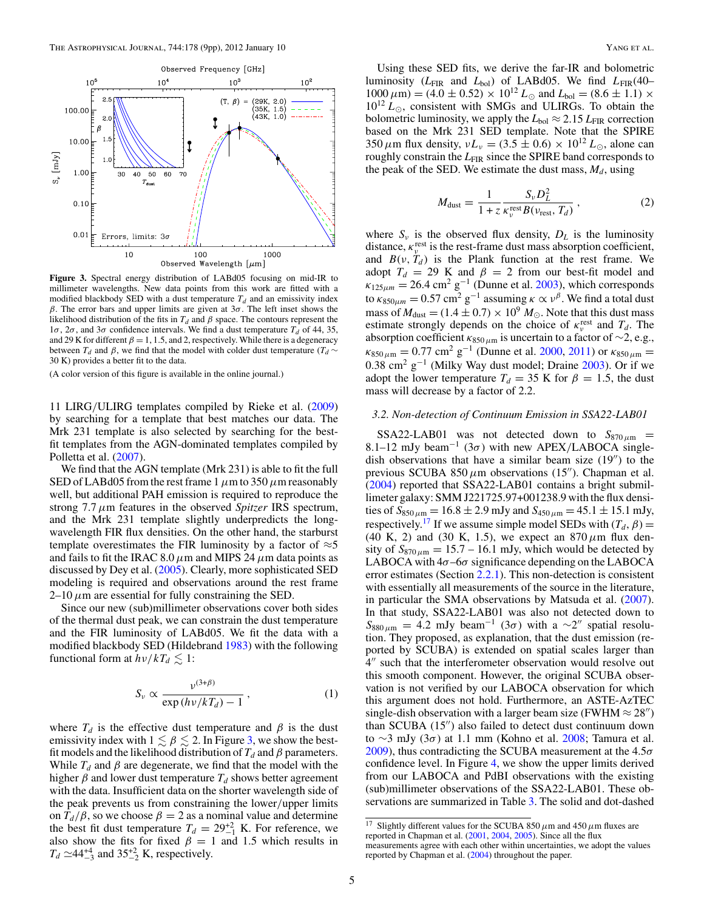**Figure 3.** Spectral energy distribution of LABd05 focusing on mid-IR to millimeter wavelengths. New data points from this work are fitted with a modified blackbody SED with a dust temperature $T_d$ and an emissivity index $\beta$. The error bars and upper limits are given at $3\sigma$. The left inset shows the likelihood distribution of the fits in $T_d$ and $\beta$ space. The contours represent the $1\sigma$, $2\sigma$, and $3\sigma$ confidence intervals. We find a dust temperature $T_d$ of 44, 35, and 29 K for different $\beta = 1$, 1.5, and 2, respectively. While there is a degeneracy between $T_d$ and $\beta$, we find that the model with colder dust temperature ($T_d \sim 30$ K) provides a better fit to the data.

(A color version of this figure is available in the online journal.)

11 LIRG/ULIRG templates compiled by Rieke et al. (2009) by searching for a template that best matches our data. The Mrk 231 template is also selected by searching for the best-fit templates from the AGN-dominated templates compiled by Polletta et al. (2007).

We find that the AGN template (Mrk 231) is able to fit the full SED of LABd05 from the rest frame 1 $\mu$m to 350 $\mu$m reasonably well, but additional PAH emission is required to reproduce the strong 7.7 $\mu$m features in the observed *Spitzer* IRS spectrum, and the Mrk 231 template slightly underpredicts the long-wavelength FIR flux densities. On the other hand, the starburst template overestimates the FIR luminosity by a factor of $\approx$5 and fails to fit the IRAC 8.0 $\mu$m and MIPS 24 $\mu$m data points as discussed by Dey et al. (2005). Clearly, more sophisticated SED modeling is required and observations around the rest frame 2–10 $\mu$m are essential for fully constraining the SED.

Since our new (sub)millimeter observations cover both sides of the thermal dust peak, we can constrain the dust temperature and the FIR luminosity of LABd05. We fit the data with a modified blackbody SED (Hildebrand 1983) with the following functional form at $h\nu/kT_d \lesssim 1$:

$$S_\nu \propto \frac{\nu^{(3+\beta)}}{\exp\left(h\nu/kT_d\right) - 1}, \tag{1}$$

where $T_d$ is the effective dust temperature and $\beta$ is the dust emissivity index with $1 \lesssim \beta \lesssim 2$. In Figure 3, we show the best-fit models and the likelihood distribution of $T_d$ and $\beta$ parameters. While $T_d$ and $\beta$ are degenerate, we find that the model with the higher $\beta$ and lower dust temperature $T_d$ shows better agreement with the data. Insufficient data on the shorter wavelength side of the peak prevents us from constraining the lower/upper limits on $T_d/\beta$, so we choose $\beta = 2$ as a nominal value and determine the best fit dust temperature $T_d = 29^{+2}_{-1}$ K. For reference, we also show the fits for fixed $\beta = 1$ and 1.5 which results in $T_d \simeq 44^{+4}_{-3}$ and $35^{+2}_{-2}$ K, respectively.

Using these SED fits, we derive the far-IR and bolometric luminosity ($L_{\rm FIR}$ and $L_{\rm bol}$) of LABd05. We find $L_{\rm FIR}(40\text{–}1000\,\mu{\rm m}) = (4.0 \pm 0.52) \times 10^{12}\,L_\odot$ and $L_{\rm bol} = (8.6 \pm 1.1) \times 10^{12}\,L_\odot$, consistent with SMGs and ULIRGs. To obtain the bolometric luminosity, we apply the $L_{\rm bol} \approx 2.15\,L_{\rm FIR}$ correction based on the Mrk 231 SED template. Note that the SPIRE 350 $\mu$m flux density, $\nu L_\nu = (3.5 \pm 0.6) \times 10^{12}\,L_\odot$, alone can roughly constrain the $L_{\rm FIR}$ since the SPIRE band corresponds to the peak of the SED. We estimate the dust mass, $M_d$, using

$$M_{\rm dust} = \frac{1}{1+z}\frac{S_\nu D_L^2}{\kappa_\nu^{\rm rest} B(\nu_{\rm rest}, T_d)}, \tag{2}$$

where $S_\nu$ is the observed flux density, $D_L$ is the luminosity distance, $\kappa_\nu^{\rm rest}$ is the rest-frame dust mass absorption coefficient, and $B(\nu, T_d)$ is the Plank function at the rest frame. We adopt $T_d = 29$ K and $\beta = 2$ from our best-fit model and $\kappa_{125\mu m} = 26.4$ cm$^2$ g$^{-1}$ (Dunne et al. 2003), which corresponds to $\kappa_{850\mu m} = 0.57$ cm$^2$ g$^{-1}$ assuming $\kappa \propto \nu^\beta$. We find a total dust mass of $M_{\rm dust} = (1.4 \pm 0.7) \times 10^9\,M_\odot$. Note that this dust mass estimate strongly depends on the choice of $\kappa_\nu^{\rm rest}$ and $T_d$. The absorption coefficient $\kappa_{850\,\mu m}$ is uncertain to a factor of ~2, e.g., $\kappa_{850\,\mu m} = 0.77$ cm$^2$ g$^{-1}$ (Dunne et al. 2000, 2011) or $\kappa_{850\,\mu m} = 0.38$ cm$^2$ g$^{-1}$ (Milky Way dust model; Draine 2003). Or if we adopt the lower temperature $T_d = 35$ K for $\beta = 1.5$, the dust mass will decrease by a factor of 2.2.

### 3.2. *Non-detection of Continuum Emission in SSA22-LAB01*

SSA22-LAB01 was not detected down to $S_{870\,\mu m} =$ 8.1–12 mJy beam$^{-1}$ ($3\sigma$) with new APEX/LABOCA single-dish observations that have a similar beam size (19″) to the previous SCUBA 850 $\mu$m observations (15″). Chapman et al. (2004) reported that SSA22-LAB01 contains a bright submillimeter galaxy: SMM J221725.97+001238.9 with the flux densities of $S_{850\,\mu m} = 16.8 \pm 2.9$ mJy and $S_{450\,\mu m} = 45.1 \pm 15.1$ mJy, respectively.[17] If we assume simple model SEDs with $(T_d, \beta) =$ (40 K, 2) and (30 K, 1.5), we expect an 870 $\mu$m flux density of $S_{870\,\mu m} = 15.7 - 16.1$ mJy, which would be detected by LABOCA with $4\sigma$–$6\sigma$ significance depending on the LABOCA error estimates (Section 2.2.1). This non-detection is consistent with essentially all measurements of the source in the literature, in particular the SMA observations by Matsuda et al. (2007). In that study, SSA22-LAB01 was also not detected down to $S_{880\,\mu m} = 4.2$ mJy beam$^{-1}$ ($3\sigma$) with a ~2″ spatial resolution. They proposed, as explanation, that the dust emission (reported by SCUBA) is extended on spatial scales larger than 4″ such that the interferometer observation would resolve out this smooth component. However, the original SCUBA observation is not verified by our LABOCA observation for which this argument does not hold. Furthermore, an ASTE-AzTEC single-dish observation with a larger beam size (FWHM $\approx$ 28″) than SCUBA (15″) also failed to detect dust continuum down to ~3 mJy ($3\sigma$) at 1.1 mm (Kohno et al. 2008; Tamura et al. 2009), thus contradicting the SCUBA measurement at the $4.5\sigma$ confidence level. In Figure 4, we show the upper limits derived from our LABOCA and PdBI observations with the existing (sub)millimeter observations of the SSA22-LAB01. These observations are summarized in Table 3. The solid and dot-dashed

[17] Slightly different values for the SCUBA 850 $\mu$m and 450 $\mu$m fluxes are reported in Chapman et al. (2001, 2004, 2005). Since all the flux measurements agree with each other within uncertainties, we adopt the values reported by Chapman et al. (2004) throughout the paper.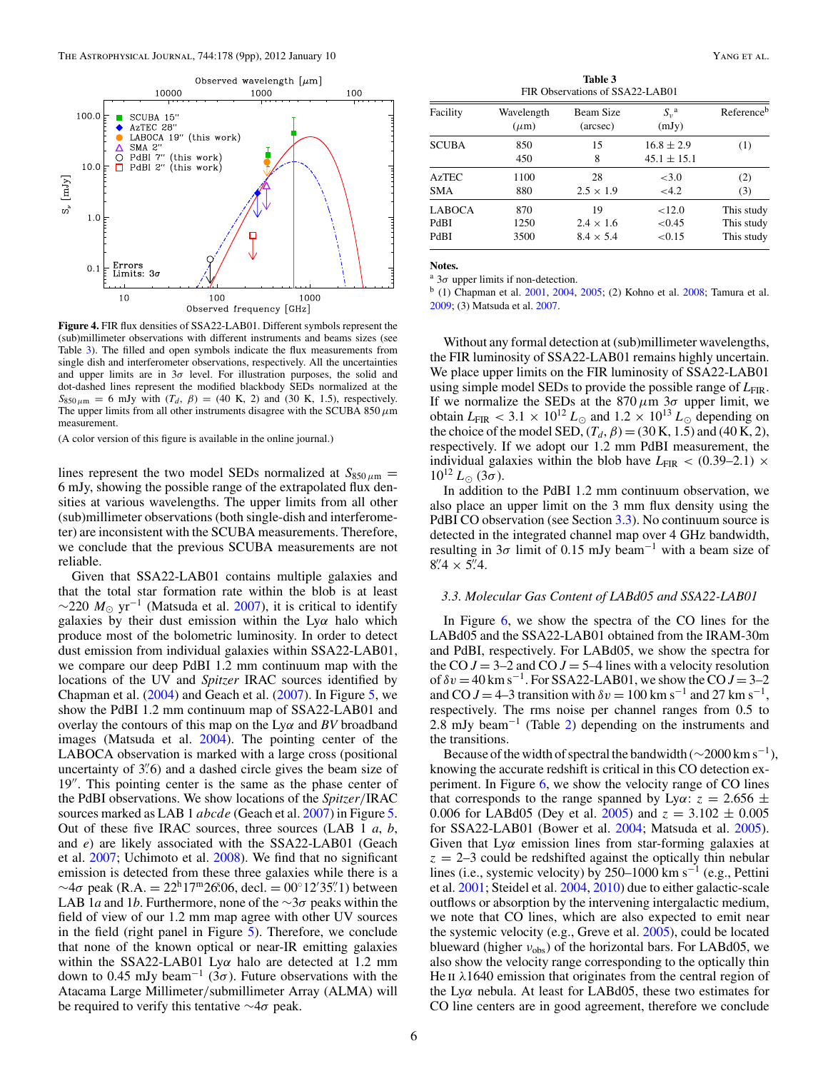**Figure 4.** FIR flux densities of SSA22-LAB01. Different symbols represent the (sub)millimeter observations with different instruments and beams sizes (see Table 3). The filled and open symbols indicate the flux measurements from single dish and interferometer observations, respectively. All the uncertainties and upper limits are in 3$\sigma$ level. For illustration purposes, the solid and dot-dashed lines represent the modified blackbody SEDs normalized at the $S_{850\,\mu\mathrm{m}}$ = 6 mJy with ($T_d$, $\beta$) = (40 K, 2) and (30 K, 1.5), respectively. The upper limits from all other instruments disagree with the SCUBA 850 $\mu$m measurement.

(A color version of this figure is available in the online journal.)

lines represent the two model SEDs normalized at $S_{850\,\mu\mathrm{m}}$ = 6 mJy, showing the possible range of the extrapolated flux densities at various wavelengths. The upper limits from all other (sub)millimeter observations (both single-dish and interferometer) are inconsistent with the SCUBA measurements. Therefore, we conclude that the previous SCUBA measurements are not reliable.

Given that SSA22-LAB01 contains multiple galaxies and that the total star formation rate within the blob is at least $\sim$220 $M_\odot$ yr$^{-1}$ (Matsuda et al. 2007), it is critical to identify galaxies by their dust emission within the Ly$\alpha$ halo which produce most of the bolometric luminosity. In order to detect dust emission from individual galaxies within SSA22-LAB01, we compare our deep PdBI 1.2 mm continuum map with the locations of the UV and *Spitzer* IRAC sources identified by Chapman et al. (2004) and Geach et al. (2007). In Figure 5, we show the PdBI 1.2 mm continuum map of SSA22-LAB01 and overlay the contours of this map on the Ly$\alpha$ and *BV* broadband images (Matsuda et al. 2004). The pointing center of the LABOCA observation is marked with a large cross (positional uncertainty of 3$''$.6) and a dashed circle gives the beam size of 19$''$. This pointing center is the same as the phase center of the PdBI observations. We show locations of the *Spitzer*/IRAC sources marked as LAB 1 *abcde* (Geach et al. 2007) in Figure 5. Out of these five IRAC sources, three sources (LAB 1 *a*, *b*, and *e*) are likely associated with the SSA22-LAB01 (Geach et al. 2007; Uchimoto et al. 2008). We find that no significant emission is detected from these three galaxies while there is a $\sim$4$\sigma$ peak (R.A. = 22$^{\mathrm{h}}$17$^{\mathrm{m}}$26$^{\mathrm{s}}$.06, decl. = 00$^\circ$12$'$35$''$.1) between LAB 1*a* and 1*b*. Furthermore, none of the $\sim$3$\sigma$ peaks within the field of view of our 1.2 mm map agree with other UV sources in the field (right panel in Figure 5). Therefore, we conclude that none of the known optical or near-IR emitting galaxies within the SSA22-LAB01 Ly$\alpha$ halo are detected at 1.2 mm down to 0.45 mJy beam$^{-1}$ (3$\sigma$). Future observations with the Atacama Large Millimeter/submillimeter Array (ALMA) will be required to verify this tentative $\sim$4$\sigma$ peak.

**Table 3**
FIR Observations of SSA22-LAB01

| Facility | Wavelength ($\mu$m) | Beam Size (arcsec) | $S_\nu$[a] (mJy) | Reference[b] |
|---|---|---|---|---|
| SCUBA | 850 | 15 | 16.8 ± 2.9 | (1) |
| | 450 | 8 | 45.1 ± 15.1 | |
| AzTEC | 1100 | 28 | <3.0 | (2) |
| SMA | 880 | 2.5 × 1.9 | <4.2 | (3) |
| LABOCA | 870 | 19 | <12.0 | This study |
| PdBI | 1250 | 2.4 × 1.6 | <0.45 | This study |
| PdBI | 3500 | 8.4 × 5.4 | <0.15 | This study |

**Notes.**
[a] 3$\sigma$ upper limits if non-detection.
[b] (1) Chapman et al. 2001, 2004, 2005; (2) Kohno et al. 2008; Tamura et al. 2009; (3) Matsuda et al. 2007.

Without any formal detection at (sub)millimeter wavelengths, the FIR luminosity of SSA22-LAB01 remains highly uncertain. We place upper limits on the FIR luminosity of SSA22-LAB01 using simple model SEDs to provide the possible range of $L_{\mathrm{FIR}}$. If we normalize the SEDs at the 870 $\mu$m 3$\sigma$ upper limit, we obtain $L_{\mathrm{FIR}} < 3.1 \times 10^{12}\,L_\odot$ and $1.2 \times 10^{13}\,L_\odot$ depending on the choice of the model SED, ($T_d$, $\beta$) = (30 K, 1.5) and (40 K, 2), respectively. If we adopt our 1.2 mm PdBI measurement, the individual galaxies within the blob have $L_{\mathrm{FIR}} < (0.39\text{–}2.1) \times 10^{12}\,L_\odot$ (3$\sigma$).

In addition to the PdBI 1.2 mm continuum observation, we also place an upper limit on the 3 mm flux density using the PdBI CO observation (see Section 3.3). No continuum source is detected in the integrated channel map over 4 GHz bandwidth, resulting in 3$\sigma$ limit of 0.15 mJy beam$^{-1}$ with a beam size of 8$''$.4 × 5$''$.4.

### 3.3. Molecular Gas Content of LABd05 and SSA22-LAB01

In Figure 6, we show the spectra of the CO lines for the LABd05 and the SSA22-LAB01 obtained from the IRAM-30m and PdBI, respectively. For LABd05, we show the spectra for the CO $J$ = 3–2 and CO $J$ = 5–4 lines with a velocity resolution of $\delta v$ = 40 km s$^{-1}$. For SSA22-LAB01, we show the CO $J$ = 3–2 and CO $J$ = 4–3 transition with $\delta v$ = 100 km s$^{-1}$ and 27 km s$^{-1}$, respectively. The rms noise per channel ranges from 0.5 to 2.8 mJy beam$^{-1}$ (Table 2) depending on the instruments and the transitions.

Because of the width of spectral the bandwidth ($\sim$2000 km s$^{-1}$), knowing the accurate redshift is critical in this CO detection experiment. In Figure 6, we show the velocity range of CO lines that corresponds to the range spanned by Ly$\alpha$: $z$ = 2.656 ± 0.006 for LABd05 (Dey et al. 2005) and $z$ = 3.102 ± 0.005 for SSA22-LAB01 (Bower et al. 2004; Matsuda et al. 2005). Given that Ly$\alpha$ emission lines from star-forming galaxies at $z$ = 2–3 could be redshifted against the optically thin nebular lines (i.e., systemic velocity) by 250–1000 km s$^{-1}$ (e.g., Pettini et al. 2001; Steidel et al. 2004, 2010) due to either galactic-scale outflows or absorption by the intervening intergalactic medium, we note that CO lines, which are also expected to emit near the systemic velocity (e.g., Greve et al. 2005), could be located blueward (higher $\nu_{\mathrm{obs}}$) of the horizontal bars. For LABd05, we also show the velocity range corresponding to the optically thin He II $\lambda$1640 emission that originates from the central region of the Ly$\alpha$ nebula. At least for LABd05, these two estimates for CO line centers are in good agreement, therefore we conclude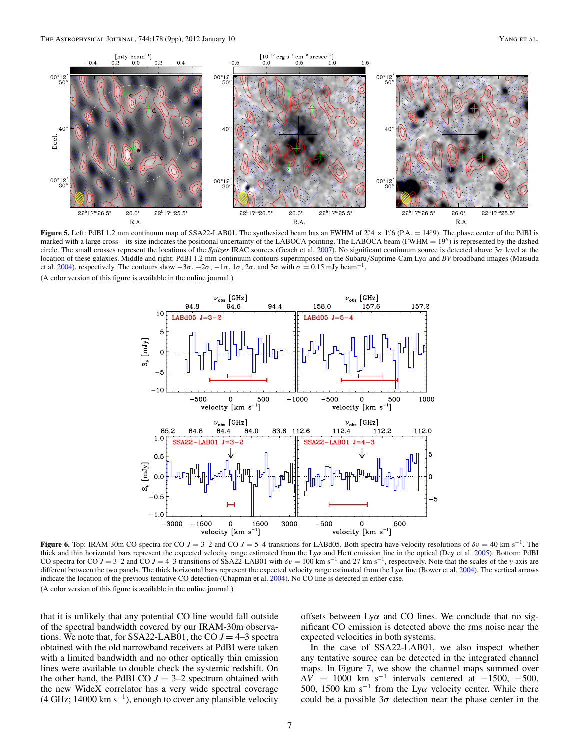**Figure 5.** Left: PdBI 1.2 mm continuum map of SSA22-LAB01. The synthesized beam has an FWHM of 2″.4 × 1″.6 (P.A. = 14°.9). The phase center of the PdBI is marked with a large cross—its size indicates the positional uncertainty of the LABOCA pointing. The LABOCA beam (FWHM = 19″) is represented by the dashed circle. The small crosses represent the locations of the *Spitzer* IRAC sources (Geach et al. 2007). No significant continuum source is detected above 3$\sigma$ level at the location of these galaxies. Middle and right: PdBI 1.2 mm continuum contours superimposed on the Subaru/Suprime-Cam Ly$\alpha$ and *BV* broadband images (Matsuda et al. 2004), respectively. The contours show $-3\sigma$, $-2\sigma$, $-1\sigma$, $1\sigma$, $2\sigma$, and $3\sigma$ with $\sigma$ = 0.15 mJy beam$^{-1}$.

(A color version of this figure is available in the online journal.)

**Figure 6.** Top: IRAM-30m CO spectra for CO $J = 3$–2 and CO $J = 5$–4 transitions for LABd05. Both spectra have velocity resolutions of $\delta v$ = 40 km s$^{-1}$. The thick and thin horizontal bars represent the expected velocity range estimated from the Ly$\alpha$ and He II emission line in the optical (Dey et al. 2005). Bottom: PdBI CO spectra for CO $J = 3$–2 and CO $J = 4$–3 transitions of SSA22-LAB01 with $\delta v$ = 100 km s$^{-1}$ and 27 km s$^{-1}$, respectively. Note that the scales of the *y*-axis are different between the two panels. The thick horizontal bars represent the expected velocity range estimated from the Ly$\alpha$ line (Bower et al. 2004). The vertical arrows indicate the location of the previous tentative CO detection (Chapman et al. 2004). No CO line is detected in either case.

(A color version of this figure is available in the online journal.)

that it is unlikely that any potential CO line would fall outside of the spectral bandwidth covered by our IRAM-30m observations. We note that, for SSA22-LAB01, the CO $J = 4$–3 spectra obtained with the old narrowband receivers at PdBI were taken with a limited bandwidth and no other optically thin emission lines were available to double check the systemic redshift. On the other hand, the PdBI CO $J = 3$–2 spectrum obtained with the new WideX correlator has a very wide spectral coverage (4 GHz; 14000 km s$^{-1}$), enough to cover any plausible velocity offsets between Ly$\alpha$ and CO lines. We conclude that no significant CO emission is detected above the rms noise near the expected velocities in both systems.

In the case of SSA22-LAB01, we also inspect whether any tentative source can be detected in the integrated channel maps. In Figure 7, we show the channel maps summed over $\Delta V$ = 1000 km s$^{-1}$ intervals centered at −1500, −500, 500, 1500 km s$^{-1}$ from the Ly$\alpha$ velocity center. While there could be a possible 3$\sigma$ detection near the phase center in the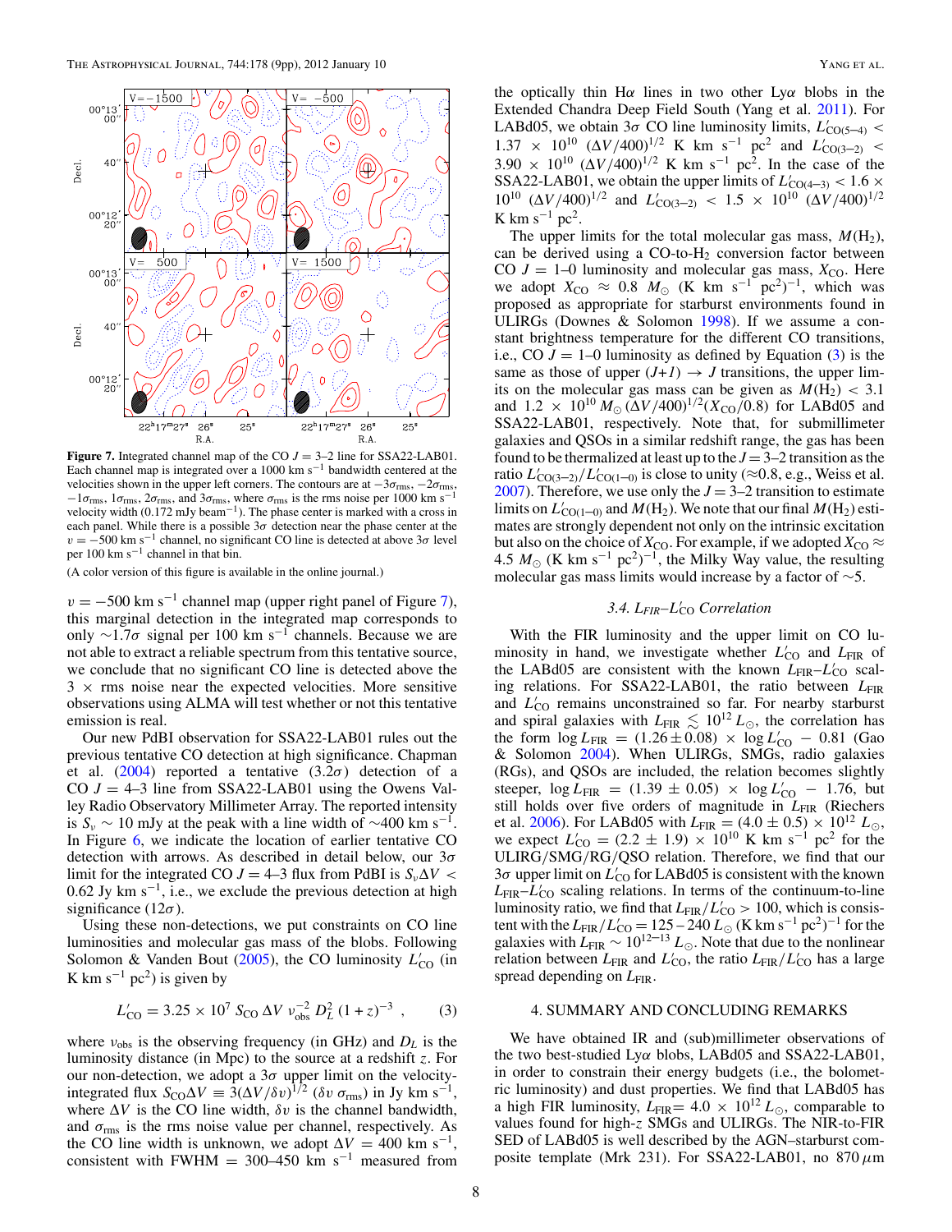**Figure 7.** Integrated channel map of the CO $J = 3–2$ line for SSA22-LAB01. Each channel map is integrated over a 1000 km s$^{-1}$ bandwidth centered at the velocities shown in the upper left corners. The contours are at $-3\sigma_{\rm rms}$, $-2\sigma_{\rm rms}$, $-1\sigma_{\rm rms}$, $1\sigma_{\rm rms}$, $2\sigma_{\rm rms}$, and $3\sigma_{\rm rms}$, where $\sigma_{\rm rms}$ is the rms noise per 1000 km s$^{-1}$ velocity width (0.172 mJy beam$^{-1}$). The phase center is marked with a cross in each panel. While there is a possible $3\sigma$ detection near the phase center at the $v = -500$ km s$^{-1}$ channel, no significant CO line is detected at above $3\sigma$ level per 100 km s$^{-1}$ channel in that bin.

(A color version of this figure is available in the online journal.)

$v = -500$ km s$^{-1}$ channel map (upper right panel of Figure 7), this marginal detection in the integrated map corresponds to only $\sim$1.7$\sigma$ signal per 100 km s$^{-1}$ channels. Because we are not able to extract a reliable spectrum from this tentative source, we conclude that no significant CO line is detected above the 3 × rms noise near the expected velocities. More sensitive observations using ALMA will test whether or not this tentative emission is real.

Our new PdBI observation for SSA22-LAB01 rules out the previous tentative CO detection at high significance. Chapman et al. (2004) reported a tentative (3.2$\sigma$) detection of a CO $J = 4–3$ line from SSA22-LAB01 using the Owens Valley Radio Observatory Millimeter Array. The reported intensity is $S_\nu \sim 10$ mJy at the peak with a line width of $\sim$400 km s$^{-1}$. In Figure 6, we indicate the location of earlier tentative CO detection with arrows. As described in detail below, our $3\sigma$ limit for the integrated CO $J = 4–3$ flux from PdBI is $S_\nu \Delta V < 0.62$ Jy km s$^{-1}$, i.e., we exclude the previous detection at high significance (12$\sigma$).

Using these non-detections, we put constraints on CO line luminosities and molecular gas mass of the blobs. Following Solomon & Vanden Bout (2005), the CO luminosity $L'_{\rm CO}$ (in K km s$^{-1}$ pc$^2$) is given by

$$L'_{\rm CO} = 3.25 \times 10^7\, S_{\rm CO}\, \Delta V\, \nu_{\rm obs}^{-2}\, D_L^2\, (1+z)^{-3}\ , \qquad (3)$$

where $\nu_{\rm obs}$ is the observing frequency (in GHz) and $D_L$ is the luminosity distance (in Mpc) to the source at a redshift $z$. For our non-detection, we adopt a $3\sigma$ upper limit on the velocity-integrated flux $S_{\rm CO}\Delta V \equiv 3(\Delta V/\delta v)^{1/2}\,(\delta v\, \sigma_{\rm rms})$ in Jy km s$^{-1}$, where $\Delta V$ is the CO line width, $\delta v$ is the channel bandwidth, and $\sigma_{\rm rms}$ is the rms noise value per channel, respectively. As the CO line width is unknown, we adopt $\Delta V = 400$ km s$^{-1}$, consistent with FWHM = 300–450 km s$^{-1}$ measured from the optically thin H$\alpha$ lines in two other Ly$\alpha$ blobs in the Extended Chandra Deep Field South (Yang et al. 2011). For LABd05, we obtain $3\sigma$ CO line luminosity limits, $L'_{\rm CO(5-4)} < 1.37 \times 10^{10}\ (\Delta V/400)^{1/2}$ K km s$^{-1}$ pc$^2$ and $L'_{\rm CO(3-2)} < 3.90 \times 10^{10}\ (\Delta V/400)^{1/2}$ K km s$^{-1}$ pc$^2$. In the case of the SSA22-LAB01, we obtain the upper limits of $L'_{\rm CO(4-3)} < 1.6 \times 10^{10}\ (\Delta V/400)^{1/2}$ and $L'_{\rm CO(3-2)} < 1.5 \times 10^{10}\ (\Delta V/400)^{1/2}$ K km s$^{-1}$ pc$^2$.

The upper limits for the total molecular gas mass, $M(\rm H_2)$, can be derived using a CO-to-H$_2$ conversion factor between CO $J = 1–0$ luminosity and molecular gas mass, $X_{\rm CO}$. Here we adopt $X_{\rm CO} \approx 0.8\ M_\odot$ (K km s$^{-1}$ pc$^2$)$^{-1}$, which was proposed as appropriate for starburst environments found in ULIRGs (Downes & Solomon 1998). If we assume a constant brightness temperature for the different CO transitions, i.e., CO $J = 1–0$ luminosity as defined by Equation (3) is the same as those of upper $(J+1) \rightarrow J$ transitions, the upper limits on the molecular gas mass can be given as $M(\rm H_2) < 3.1$ and $1.2 \times 10^{10}\ M_\odot\,(\Delta V/400)^{1/2}(X_{\rm CO}/0.8)$ for LABd05 and SSA22-LAB01, respectively. Note that, for submillimeter galaxies and QSOs in a similar redshift range, the gas has been found to be thermalized at least up to the $J = 3–2$ transition as the ratio $L'_{\rm CO(3-2)}/L'_{\rm CO(1-0)}$ is close to unity ($\approx$0.8, e.g., Weiss et al. 2007). Therefore, we use only the $J = 3–2$ transition to estimate limits on $L'_{\rm CO(1-0)}$ and $M(\rm H_2)$. We note that our final $M(\rm H_2)$ estimates are strongly dependent not only on the intrinsic excitation but also on the choice of $X_{\rm CO}$. For example, if we adopted $X_{\rm CO} \approx 4.5\ M_\odot$ (K km s$^{-1}$ pc$^2$)$^{-1}$, the Milky Way value, the resulting molecular gas mass limits would increase by a factor of $\sim$5.

### 3.4. $L_{\rm FIR}$–$L'_{\rm CO}$ Correlation

With the FIR luminosity and the upper limit on CO luminosity in hand, we investigate whether $L'_{\rm CO}$ and $L_{\rm FIR}$ of the LABd05 are consistent with the known $L_{\rm FIR}$–$L'_{\rm CO}$ scaling relations. For SSA22-LAB01, the ratio between $L_{\rm FIR}$ and $L'_{\rm CO}$ remains unconstrained so far. For nearby starburst and spiral galaxies with $L_{\rm FIR} \lesssim 10^{12}\,L_\odot$, the correlation has the form $\log L_{\rm FIR} = (1.26 \pm 0.08) \times \log L'_{\rm CO} - 0.81$ (Gao & Solomon 2004). When ULIRGs, SMGs, radio galaxies (RGs), and QSOs are included, the relation becomes slightly steeper, $\log L_{\rm FIR} = (1.39 \pm 0.05) \times \log L'_{\rm CO} - 1.76$, but still holds over five orders of magnitude in $L_{\rm FIR}$ (Riechers et al. 2006). For LABd05 with $L_{\rm FIR} = (4.0 \pm 0.5) \times 10^{12}\,L_\odot$, we expect $L'_{\rm CO} = (2.2 \pm 1.9) \times 10^{10}$ K km s$^{-1}$ pc$^2$ for the ULIRG/SMG/RG/QSO relation. Therefore, we find that our $3\sigma$ upper limit on $L'_{\rm CO}$ for LABd05 is consistent with the known $L_{\rm FIR}$–$L'_{\rm CO}$ scaling relations. In terms of the continuum-to-line luminosity ratio, we find that $L_{\rm FIR}/L'_{\rm CO} > 100$, which is consistent with the $L_{\rm FIR}/L'_{\rm CO} = 125–240\,L_\odot$ (K km s$^{-1}$ pc$^2$)$^{-1}$ for the galaxies with $L_{\rm FIR} \sim 10^{12-13}\,L_\odot$. Note that due to the nonlinear relation between $L_{\rm FIR}$ and $L'_{\rm CO}$, the ratio $L_{\rm FIR}/L'_{\rm CO}$ has a large spread depending on $L_{\rm FIR}$.

## 4. SUMMARY AND CONCLUDING REMARKS

We have obtained IR and (sub)millimeter observations of the two best-studied Ly$\alpha$ blobs, LABd05 and SSA22-LAB01, in order to constrain their energy budgets (i.e., the bolometric luminosity) and dust properties. We find that LABd05 has a high FIR luminosity, $L_{\rm FIR} = 4.0 \times 10^{12}\,L_\odot$, comparable to values found for high-$z$ SMGs and ULIRGs. The NIR-to-FIR SED of LABd05 is well described by the AGN–starburst composite template (Mrk 231). For SSA22-LAB01, no 870 $\mu$m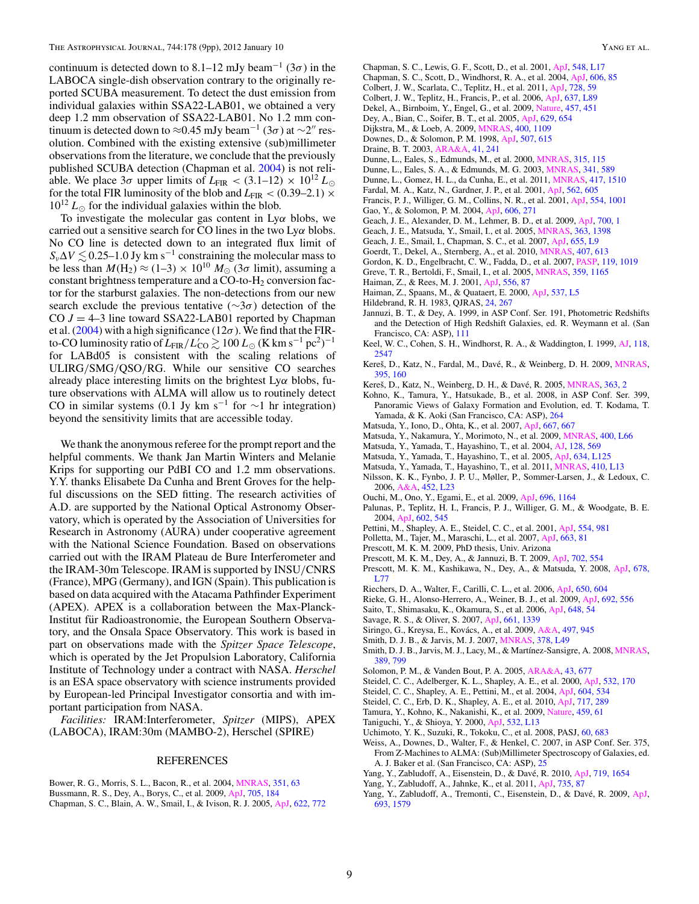continuum is detected down to 8.1–12 mJy beam$^{-1}$ (3$\sigma$) in the LABOCA single-dish observation contrary to the originally reported SCUBA measurement. To detect the dust emission from individual galaxies within SSA22-LAB01, we obtained a very deep 1.2 mm observation of SSA22-LAB01. No 1.2 mm continuum is detected down to ≈0.45 mJy beam$^{-1}$ (3$\sigma$) at ∼2″ resolution. Combined with the existing extensive (sub)millimeter observations from the literature, we conclude that the previously published SCUBA detection (Chapman et al. 2004) is not reliable. We place 3$\sigma$ upper limits of $L_{\rm FIR} < (3.1\text{–}12) \times 10^{12}\, L_\odot$ for the total FIR luminosity of the blob and $L_{\rm FIR} < (0.39\text{–}2.1) \times 10^{12}\, L_\odot$ for the individual galaxies within the blob.

To investigate the molecular gas content in Ly$\alpha$ blobs, we carried out a sensitive search for CO lines in the two Ly$\alpha$ blobs. No CO line is detected down to an integrated flux limit of $S_\nu \Delta V \lesssim 0.25\text{–}1.0$ Jy km s$^{-1}$ constraining the molecular mass to be less than $M(\mathrm{H_2}) \approx (1\text{–}3) \times 10^{10}\, M_\odot$ (3$\sigma$ limit), assuming a constant brightness temperature and a CO-to-$\mathrm{H_2}$ conversion factor for the starburst galaxies. The non-detections from our new search exclude the previous tentative (∼3$\sigma$) detection of the CO $J = 4$–3 line toward SSA22-LAB01 reported by Chapman et al. (2004) with a high significance (12$\sigma$). We find that the FIR-to-CO luminosity ratio of $L_{\rm FIR}/L'_{\rm CO} \gtrsim 100\, L_\odot$ (K km s$^{-1}$ pc$^2$)$^{-1}$ for LABd05 is consistent with the scaling relations of ULIRG/SMG/QSO/RG. While our sensitive CO searches already place interesting limits on the brightest Ly$\alpha$ blobs, future observations with ALMA will allow us to routinely detect CO in similar systems (0.1 Jy km s$^{-1}$ for ∼1 hr integration) beyond the sensitivity limits that are accessible today.

We thank the anonymous referee for the prompt report and the helpful comments. We thank Jan Martin Winters and Melanie Krips for supporting our PdBI CO and 1.2 mm observations. Y.Y. thanks Elisabete Da Cunha and Brent Groves for the helpful discussions on the SED fitting. The research activities of A.D. are supported by the National Optical Astronomy Observatory, which is operated by the Association of Universities for Research in Astronomy (AURA) under cooperative agreement with the National Science Foundation. Based on observations carried out with the IRAM Plateau de Bure Interferometer and the IRAM-30m Telescope. IRAM is supported by INSU/CNRS (France), MPG (Germany), and IGN (Spain). This publication is based on data acquired with the Atacama Pathfinder Experiment (APEX). APEX is a collaboration between the Max-Planck-Institut für Radioastronomie, the European Southern Observatory, and the Onsala Space Observatory. This work is based in part on observations made with the *Spitzer Space Telescope*, which is operated by the Jet Propulsion Laboratory, California Institute of Technology under a contract with NASA. *Herschel* is an ESA space observatory with science instruments provided by European-led Principal Investigator consortia and with important participation from NASA.

*Facilities:* IRAM:Interferometer, *Spitzer* (MIPS), APEX (LABOCA), IRAM:30m (MAMBO-2), Herschel (SPIRE)

## REFERENCES

Bower, R. G., Morris, S. L., Bacon, R., et al. 2004, MNRAS, 351, 63
Bussmann, R. S., Dey, A., Borys, C., et al. 2009, ApJ, 705, 184
Chapman, S. C., Blain, A. W., Smail, I., & Ivison, R. J. 2005, ApJ, 622, 772
Chapman, S. C., Lewis, G. F., Scott, D., et al. 2001, ApJ, 548, L17
Chapman, S. C., Scott, D., Windhorst, R. A., et al. 2004, ApJ, 606, 85
Colbert, J. W., Scarlata, C., Teplitz, H., et al. 2011, ApJ, 728, 59
Colbert, J. W., Teplitz, H., Francis, P., et al. 2006, ApJ, 637, L89
Dekel, A., Birnboim, Y., Engel, G., et al. 2009, Nature, 457, 451
Dey, A., Bian, C., Soifer, B. T., et al. 2005, ApJ, 629, 654
Dijkstra, M., & Loeb, A. 2009, MNRAS, 400, 1109
Downes, D., & Solomon, P. M. 1998, ApJ, 507, 615
Draine, B. T. 2003, ARA&A, 41, 241
Dunne, L., Eales, S., Edmunds, M., et al. 2000, MNRAS, 315, 115
Dunne, L., Eales, S. A., & Edmunds, M. G. 2003, MNRAS, 341, 589
Dunne, L., Gomez, H. L., da Cunha, E., et al. 2011, MNRAS, 417, 1510
Fardal, M. A., Katz, N., Gardner, J. P., et al. 2001, ApJ, 562, 605
Francis, P. J., Williger, G. M., Collins, N. R., et al. 2001, ApJ, 554, 1001
Gao, Y., & Solomon, P. M. 2004, ApJ, 606, 271
Geach, J. E., Alexander, D. M., Lehmer, B. D., et al. 2009, ApJ, 700, 1
Geach, J. E., Matsuda, Y., Smail, I., et al. 2005, MNRAS, 363, 1398
Geach, J. E., Smail, I., Chapman, S. C., et al. 2007, ApJ, 655, L9
Goerdt, T., Dekel, A., Sternberg, A., et al. 2010, MNRAS, 407, 613
Gordon, K. D., Engelbracht, C. W., Fadda, D., et al. 2007, PASP, 119, 1019
Greve, T. R., Bertoldi, F., Smail, I., et al. 2005, MNRAS, 359, 1165
Haiman, Z., & Rees, M. J. 2001, ApJ, 556, 87
Haiman, Z., Spaans, M., & Quataert, E. 2000, ApJ, 537, L5
Hildebrand, R. H. 1983, QJRAS, 24, 267
Jannuzi, B. T., & Dey, A. 1999, in ASP Conf. Ser. 191, Photometric Redshifts and the Detection of High Redshift Galaxies, ed. R. Weymann et al. (San Francisco, CA: ASP), 111
Keel, W. C., Cohen, S. H., Windhorst, R. A., & Waddington, I. 1999, AJ, 118, 2547
Kereš, D., Katz, N., Fardal, M., Davé, R., & Weinberg, D. H. 2009, MNRAS, 395, 160
Kereš, D., Katz, N., Weinberg, D. H., & Davé, R. 2005, MNRAS, 363, 2
Kohno, K., Tamura, Y., Hatsukade, B., et al. 2008, in ASP Conf. Ser. 399, Panoramic Views of Galaxy Formation and Evolution, ed. T. Kodama, T. Yamada, & K. Aoki (San Francisco, CA: ASP), 264
Matsuda, Y., Iono, D., Ohta, K., et al. 2007, ApJ, 667, 667
Matsuda, Y., Nakamura, Y., Morimoto, N., et al. 2009, MNRAS, 400, L66
Matsuda, Y., Yamada, T., Hayashino, T., et al. 2004, AJ, 128, 569
Matsuda, Y., Yamada, T., Hayashino, T., et al. 2005, ApJ, 634, L125
Matsuda, Y., Yamada, T., Hayashino, T., et al. 2011, MNRAS, 410, L13
Nilsson, K. K., Fynbo, J. P. U., Møller, P., Sommer-Larsen, J., & Ledoux, C. 2006, A&A, 452, L23
Ouchi, M., Ono, Y., Egami, E., et al. 2009, ApJ, 696, 1164
Palunas, P., Teplitz, H. I., Francis, P. J., Williger, G. M., & Woodgate, B. E. 2004, ApJ, 602, 545
Pettini, M., Shapley, A. E., Steidel, C. C., et al. 2001, ApJ, 554, 981
Polletta, M., Tajer, M., Maraschi, L., et al. 2007, ApJ, 663, 81
Prescott, M. K. M. 2009, PhD thesis, Univ. Arizona
Prescott, M. K. M., Dey, A., & Jannuzi, B. T. 2009, ApJ, 702, 554
Prescott, M. K. M., Kashikawa, N., Dey, A., & Matsuda, Y. 2008, ApJ, 678, L77
Riechers, D. A., Walter, F., Carilli, C. L., et al. 2006, ApJ, 650, 604
Rieke, G. H., Alonso-Herrero, A., Weiner, B. J., et al. 2009, ApJ, 692, 556
Saito, T., Shimasaku, K., Okamura, S., et al. 2006, ApJ, 648, 54
Savage, R. S., & Oliver, S. 2007, ApJ, 661, 1339
Siringo, G., Kreysa, E., Kovács, A., et al. 2009, A&A, 497, 945
Smith, D. J. B., & Jarvis, M. J. 2007, MNRAS, 378, L49
Smith, D. J. B., Jarvis, M. J., Lacy, M., & Martínez-Sansigre, A. 2008, MNRAS, 389, 799
Solomon, P. M., & Vanden Bout, P. A. 2005, ARA&A, 43, 677
Steidel, C. C., Adelberger, K. L., Shapley, A. E., et al. 2000, ApJ, 532, 170
Steidel, C. C., Shapley, A. E., Pettini, M., et al. 2004, ApJ, 604, 534
Steidel, C. C., Erb, D. K., Shapley, A. E., et al. 2010, ApJ, 717, 289
Tamura, Y., Kohno, K., Nakanishi, K., et al. 2009, Nature, 459, 61
Taniguchi, Y., & Shioya, Y. 2000, ApJ, 532, L13
Uchimoto, Y. K., Suzuki, R., Tokoku, C., et al. 2008, PASJ, 60, 683
Weiss, A., Downes, D., Walter, F., & Henkel, C. 2007, in ASP Conf. Ser. 375, From Z-Machines to ALMA: (Sub)Millimeter Spectroscopy of Galaxies, ed. A. J. Baker et al. (San Francisco, CA: ASP), 25
Yang, Y., Zabludoff, A., Eisenstein, D., & Davé, R. 2010, ApJ, 719, 1654
Yang, Y., Zabludoff, A., Jahnke, K., et al. 2011, ApJ, 735, 87
Yang, Y., Zabludoff, A., Tremonti, C., Eisenstein, D., & Davé, R. 2009, ApJ, 693, 1579